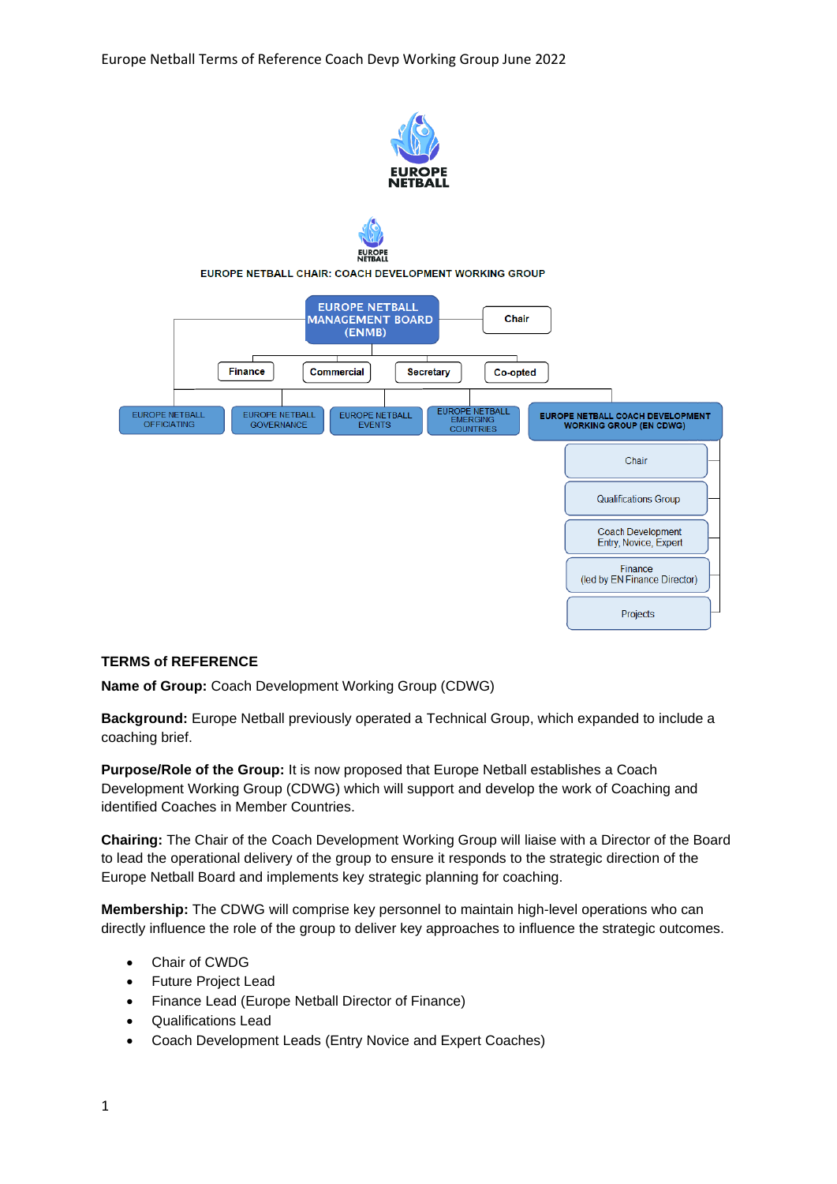EUROPE NETBALL CHAIR: COACH DEVELOPMENT WORKING GROUP

EUROPE NETBALL MANAGEMENT BOARD (ENMB)

Chair

Finance | Commercial | Secretary | Co-opted

EUROPE NETBALL OFFICIATING | EUROPE NETBALL GOVERNANCE | EUROPE NETBALL EVENTS | EUROPE NETBALL EMERGING COUNTRIES | EUROPE NETBALL COACH DEVELOPMENT WORKING GROUP (EN CDWG)

- Chair
- Qualifications Group
- Coach Development Entry, Novice, Expert
- Finance (led by EN Finance Director)
- Projects

## TERMS of REFERENCE

**Name of Group:** Coach Development Working Group (CDWG)

**Background:** Europe Netball previously operated a Technical Group, which expanded to include a coaching brief.

**Purpose/Role of the Group:** It is now proposed that Europe Netball establishes a Coach Development Working Group (CDWG) which will support and develop the work of Coaching and identified Coaches in Member Countries.

**Chairing:** The Chair of the Coach Development Working Group will liaise with a Director of the Board to lead the operational delivery of the group to ensure it responds to the strategic direction of the Europe Netball Board and implements key strategic planning for coaching.

**Membership:** The CDWG will comprise key personnel to maintain high-level operations who can directly influence the role of the group to deliver key approaches to influence the strategic outcomes.

- Chair of CWDG
- Future Project Lead
- Finance Lead (Europe Netball Director of Finance)
- Qualifications Lead
- Coach Development Leads (Entry Novice and Expert Coaches)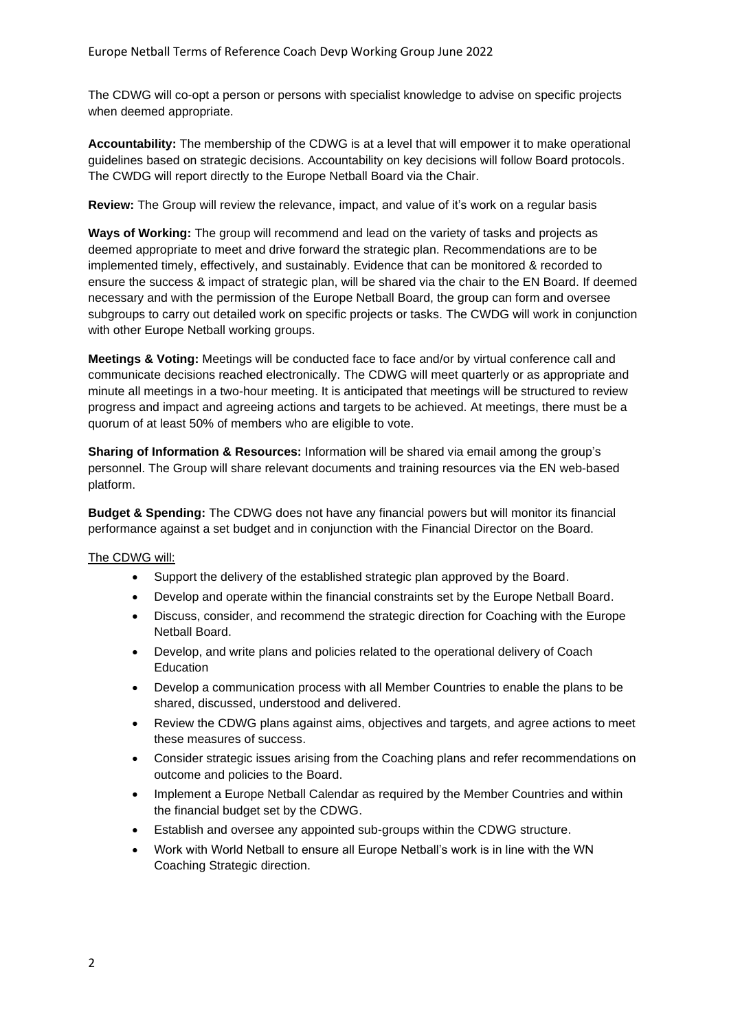The CDWG will co-opt a person or persons with specialist knowledge to advise on specific projects when deemed appropriate.

**Accountability:** The membership of the CDWG is at a level that will empower it to make operational guidelines based on strategic decisions. Accountability on key decisions will follow Board protocols. The CWDG will report directly to the Europe Netball Board via the Chair.

**Review:** The Group will review the relevance, impact, and value of it's work on a regular basis

**Ways of Working:** The group will recommend and lead on the variety of tasks and projects as deemed appropriate to meet and drive forward the strategic plan. Recommendations are to be implemented timely, effectively, and sustainably. Evidence that can be monitored & recorded to ensure the success & impact of strategic plan, will be shared via the chair to the EN Board. If deemed necessary and with the permission of the Europe Netball Board, the group can form and oversee subgroups to carry out detailed work on specific projects or tasks. The CWDG will work in conjunction with other Europe Netball working groups.

**Meetings & Voting:** Meetings will be conducted face to face and/or by virtual conference call and communicate decisions reached electronically. The CDWG will meet quarterly or as appropriate and minute all meetings in a two-hour meeting. It is anticipated that meetings will be structured to review progress and impact and agreeing actions and targets to be achieved. At meetings, there must be a quorum of at least 50% of members who are eligible to vote.

**Sharing of Information & Resources:** Information will be shared via email among the group's personnel. The Group will share relevant documents and training resources via the EN web-based platform.

**Budget & Spending:** The CDWG does not have any financial powers but will monitor its financial performance against a set budget and in conjunction with the Financial Director on the Board.

<u>The CDWG will:</u>

- Support the delivery of the established strategic plan approved by the Board.
- Develop and operate within the financial constraints set by the Europe Netball Board.
- Discuss, consider, and recommend the strategic direction for Coaching with the Europe Netball Board.
- Develop, and write plans and policies related to the operational delivery of Coach Education
- Develop a communication process with all Member Countries to enable the plans to be shared, discussed, understood and delivered.
- Review the CDWG plans against aims, objectives and targets, and agree actions to meet these measures of success.
- Consider strategic issues arising from the Coaching plans and refer recommendations on outcome and policies to the Board.
- Implement a Europe Netball Calendar as required by the Member Countries and within the financial budget set by the CDWG.
- Establish and oversee any appointed sub-groups within the CDWG structure.
- Work with World Netball to ensure all Europe Netball's work is in line with the WN Coaching Strategic direction.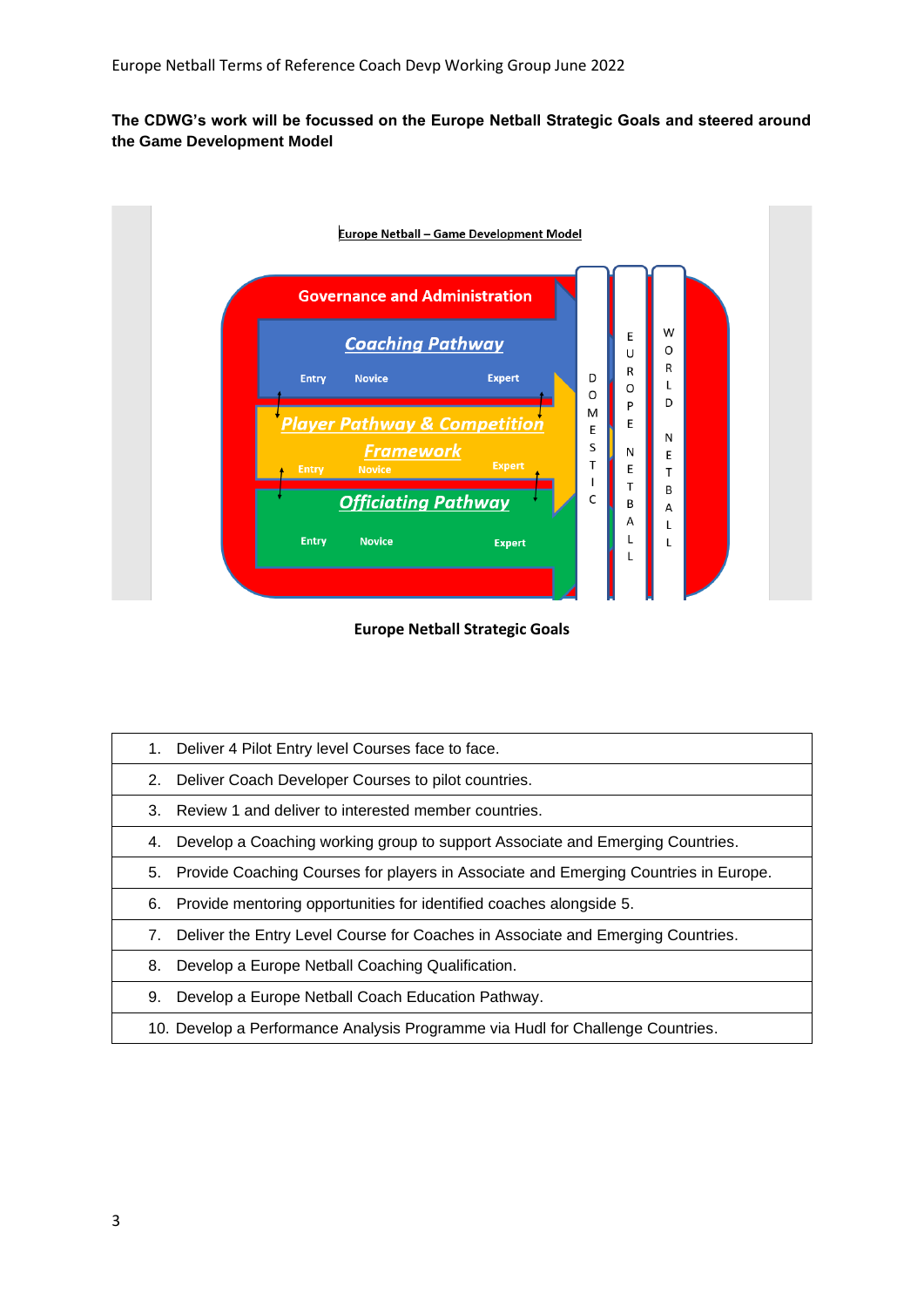**The CDWG's work will be focussed on the Europe Netball Strategic Goals and steered around the Game Development Model**

Europe Netball – Game Development Model

Governance and Administration

Coaching Pathway

Entry Novice Expert

Player Pathway & Competition Framework

Entry Novice Expert

Officiating Pathway

Entry Novice Expert

DOMESTIC

EUROPE NETBALL

WORLD NETBALL

**Europe Netball Strategic Goals**

| | |
|---|---|
| 1. | Deliver 4 Pilot Entry level Courses face to face. |
| 2. | Deliver Coach Developer Courses to pilot countries. |
| 3. | Review 1 and deliver to interested member countries. |
| 4. | Develop a Coaching working group to support Associate and Emerging Countries. |
| 5. | Provide Coaching Courses for players in Associate and Emerging Countries in Europe. |
| 6. | Provide mentoring opportunities for identified coaches alongside 5. |
| 7. | Deliver the Entry Level Course for Coaches in Associate and Emerging Countries. |
| 8. | Develop a Europe Netball Coaching Qualification. |
| 9. | Develop a Europe Netball Coach Education Pathway. |
| 10. | Develop a Performance Analysis Programme via Hudl for Challenge Countries. |